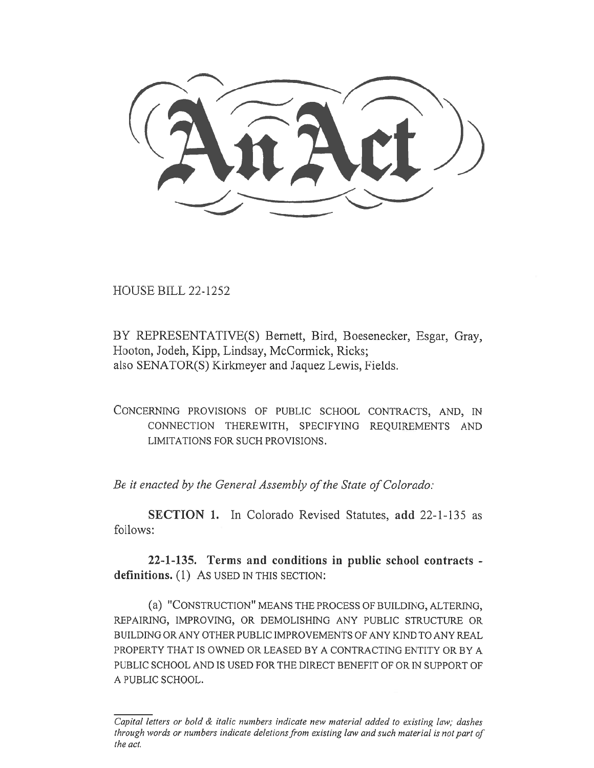# An Act

HOUSE BILL 22-1252

BY REPRESENTATIVE(S) Bernett, Bird, Boesenecker, Esgar, Gray, Hooton, Jodeh, Kipp, Lindsay, McCormick, Ricks;
also SENATOR(S) Kirkmeyer and Jaquez Lewis, Fields.

CONCERNING PROVISIONS OF PUBLIC SCHOOL CONTRACTS, AND, IN CONNECTION THEREWITH, SPECIFYING REQUIREMENTS AND LIMITATIONS FOR SUCH PROVISIONS.

*Be it enacted by the General Assembly of the State of Colorado:*

**SECTION 1.** In Colorado Revised Statutes, **add** 22-1-135 as follows:

**22-1-135. Terms and conditions in public school contracts - definitions.** (1) AS USED IN THIS SECTION:

(a) "CONSTRUCTION" MEANS THE PROCESS OF BUILDING, ALTERING, REPAIRING, IMPROVING, OR DEMOLISHING ANY PUBLIC STRUCTURE OR BUILDING OR ANY OTHER PUBLIC IMPROVEMENTS OF ANY KIND TO ANY REAL PROPERTY THAT IS OWNED OR LEASED BY A CONTRACTING ENTITY OR BY A PUBLIC SCHOOL AND IS USED FOR THE DIRECT BENEFIT OF OR IN SUPPORT OF A PUBLIC SCHOOL.

*Capital letters or bold & italic numbers indicate new material added to existing law; dashes through words or numbers indicate deletions from existing law and such material is not part of the act.*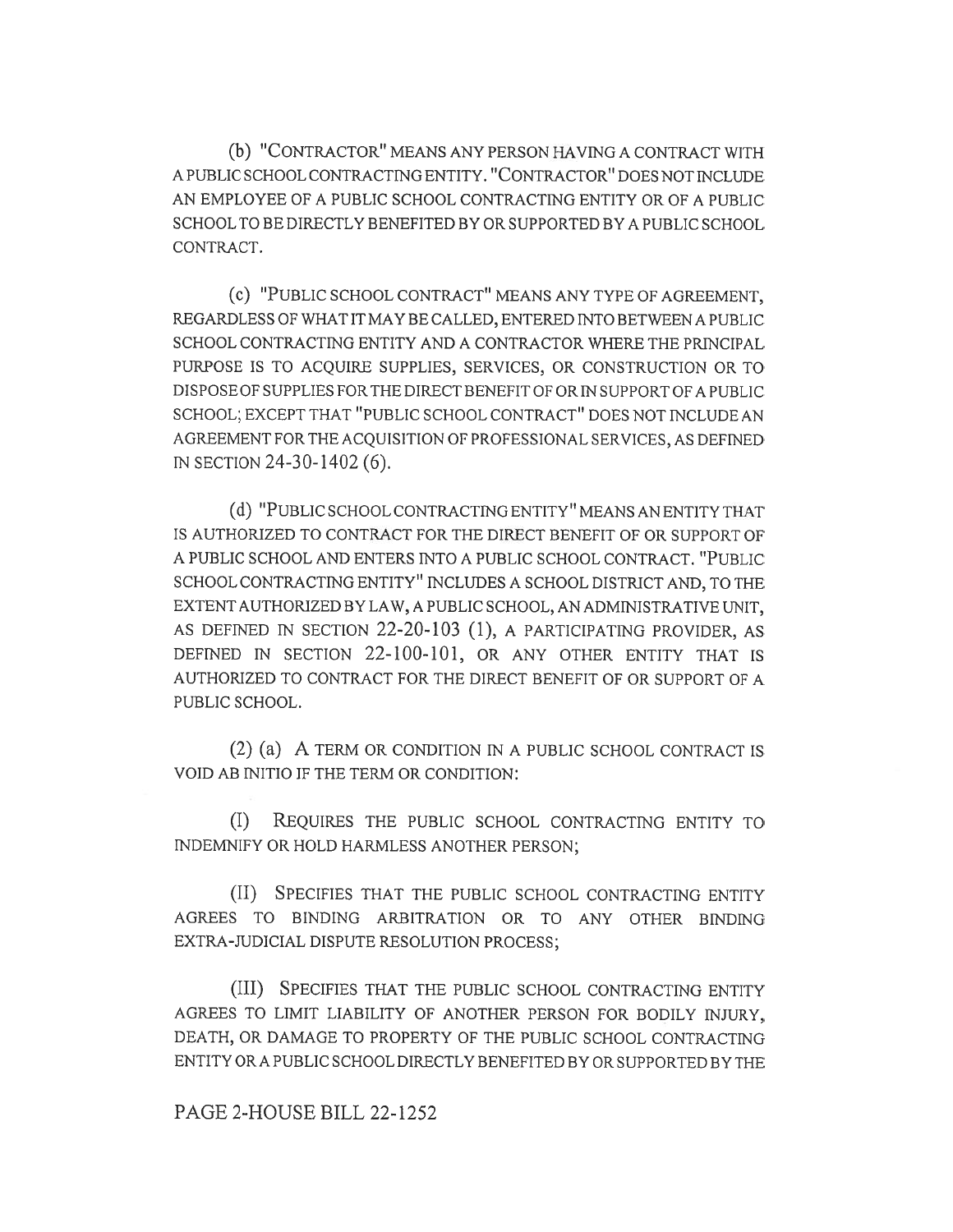(b) "CONTRACTOR" MEANS ANY PERSON HAVING A CONTRACT WITH A PUBLIC SCHOOL CONTRACTING ENTITY. "CONTRACTOR" DOES NOT INCLUDE AN EMPLOYEE OF A PUBLIC SCHOOL CONTRACTING ENTITY OR OF A PUBLIC SCHOOL TO BE DIRECTLY BENEFITED BY OR SUPPORTED BY A PUBLIC SCHOOL CONTRACT.

(c) "PUBLIC SCHOOL CONTRACT" MEANS ANY TYPE OF AGREEMENT, REGARDLESS OF WHAT IT MAY BE CALLED, ENTERED INTO BETWEEN A PUBLIC SCHOOL CONTRACTING ENTITY AND A CONTRACTOR WHERE THE PRINCIPAL PURPOSE IS TO ACQUIRE SUPPLIES, SERVICES, OR CONSTRUCTION OR TO DISPOSE OF SUPPLIES FOR THE DIRECT BENEFIT OF OR IN SUPPORT OF A PUBLIC SCHOOL; EXCEPT THAT "PUBLIC SCHOOL CONTRACT" DOES NOT INCLUDE AN AGREEMENT FOR THE ACQUISITION OF PROFESSIONAL SERVICES, AS DEFINED IN SECTION 24-30-1402 (6).

(d) "PUBLIC SCHOOL CONTRACTING ENTITY" MEANS AN ENTITY THAT IS AUTHORIZED TO CONTRACT FOR THE DIRECT BENEFIT OF OR SUPPORT OF A PUBLIC SCHOOL AND ENTERS INTO A PUBLIC SCHOOL CONTRACT. "PUBLIC SCHOOL CONTRACTING ENTITY" INCLUDES A SCHOOL DISTRICT AND, TO THE EXTENT AUTHORIZED BY LAW, A PUBLIC SCHOOL, AN ADMINISTRATIVE UNIT, AS DEFINED IN SECTION 22-20-103 (1), A PARTICIPATING PROVIDER, AS DEFINED IN SECTION 22-100-101, OR ANY OTHER ENTITY THAT IS AUTHORIZED TO CONTRACT FOR THE DIRECT BENEFIT OF OR SUPPORT OF A PUBLIC SCHOOL.

(2) (a) A TERM OR CONDITION IN A PUBLIC SCHOOL CONTRACT IS VOID AB INITIO IF THE TERM OR CONDITION:

(I) REQUIRES THE PUBLIC SCHOOL CONTRACTING ENTITY TO INDEMNIFY OR HOLD HARMLESS ANOTHER PERSON;

(II) SPECIFIES THAT THE PUBLIC SCHOOL CONTRACTING ENTITY AGREES TO BINDING ARBITRATION OR TO ANY OTHER BINDING EXTRA-JUDICIAL DISPUTE RESOLUTION PROCESS;

(III) SPECIFIES THAT THE PUBLIC SCHOOL CONTRACTING ENTITY AGREES TO LIMIT LIABILITY OF ANOTHER PERSON FOR BODILY INJURY, DEATH, OR DAMAGE TO PROPERTY OF THE PUBLIC SCHOOL CONTRACTING ENTITY OR A PUBLIC SCHOOL DIRECTLY BENEFITED BY OR SUPPORTED BY THE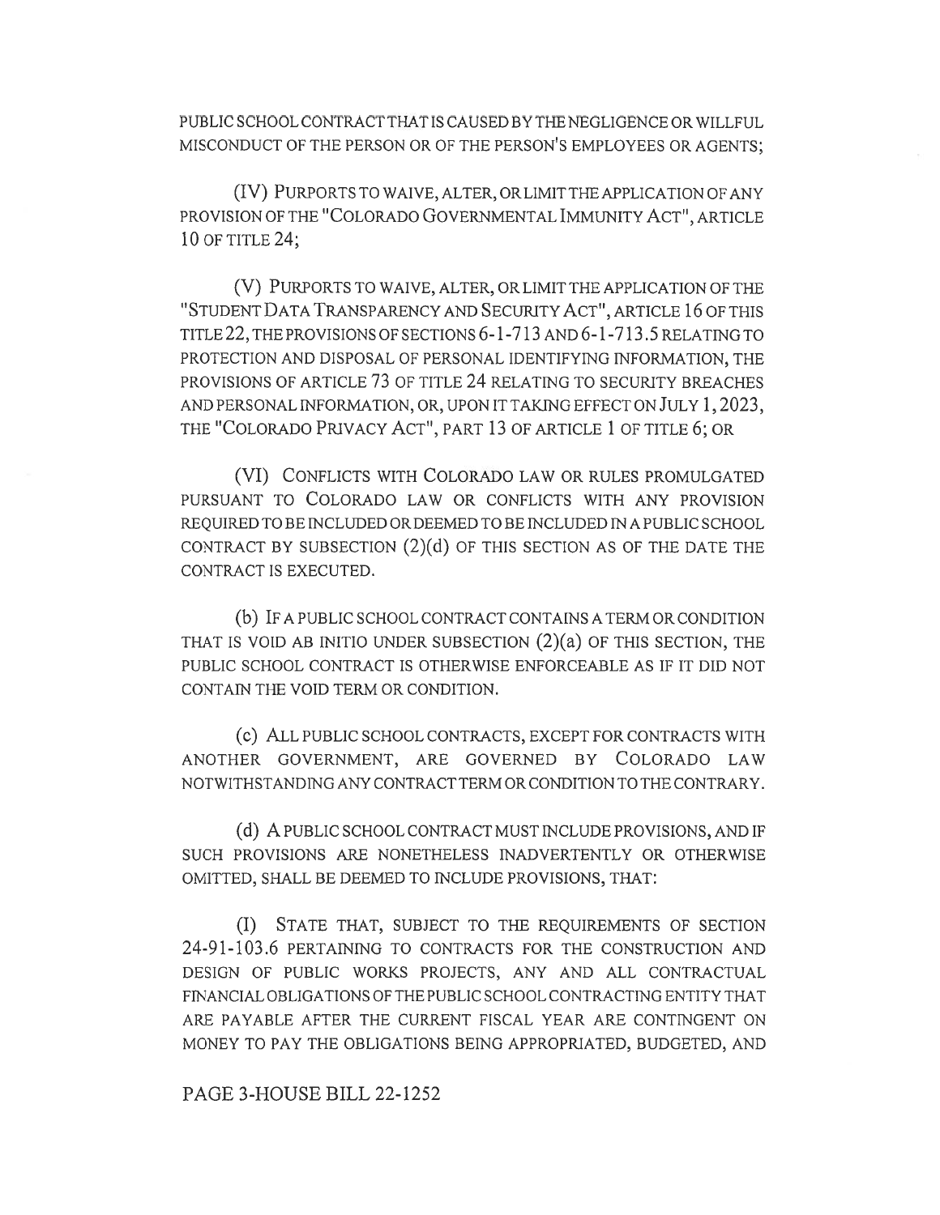PUBLIC SCHOOL CONTRACT THAT IS CAUSED BY THE NEGLIGENCE OR WILLFUL MISCONDUCT OF THE PERSON OR OF THE PERSON'S EMPLOYEES OR AGENTS;

(IV) PURPORTS TO WAIVE, ALTER, OR LIMIT THE APPLICATION OF ANY PROVISION OF THE "COLORADO GOVERNMENTAL IMMUNITY ACT", ARTICLE 10 OF TITLE 24;

(V) PURPORTS TO WAIVE, ALTER, OR LIMIT THE APPLICATION OF THE "STUDENT DATA TRANSPARENCY AND SECURITY ACT", ARTICLE 16 OF THIS TITLE 22, THE PROVISIONS OF SECTIONS 6-1-713 AND 6-1-713.5 RELATING TO PROTECTION AND DISPOSAL OF PERSONAL IDENTIFYING INFORMATION, THE PROVISIONS OF ARTICLE 73 OF TITLE 24 RELATING TO SECURITY BREACHES AND PERSONAL INFORMATION, OR, UPON IT TAKING EFFECT ON JULY 1, 2023, THE "COLORADO PRIVACY ACT", PART 13 OF ARTICLE 1 OF TITLE 6; OR

(VI) CONFLICTS WITH COLORADO LAW OR RULES PROMULGATED PURSUANT TO COLORADO LAW OR CONFLICTS WITH ANY PROVISION REQUIRED TO BE INCLUDED OR DEEMED TO BE INCLUDED IN A PUBLIC SCHOOL CONTRACT BY SUBSECTION (2)(d) OF THIS SECTION AS OF THE DATE THE CONTRACT IS EXECUTED.

(b) IF A PUBLIC SCHOOL CONTRACT CONTAINS A TERM OR CONDITION THAT IS VOID AB INITIO UNDER SUBSECTION (2)(a) OF THIS SECTION, THE PUBLIC SCHOOL CONTRACT IS OTHERWISE ENFORCEABLE AS IF IT DID NOT CONTAIN THE VOID TERM OR CONDITION.

(c) ALL PUBLIC SCHOOL CONTRACTS, EXCEPT FOR CONTRACTS WITH ANOTHER GOVERNMENT, ARE GOVERNED BY COLORADO LAW NOTWITHSTANDING ANY CONTRACT TERM OR CONDITION TO THE CONTRARY.

(d) A PUBLIC SCHOOL CONTRACT MUST INCLUDE PROVISIONS, AND IF SUCH PROVISIONS ARE NONETHELESS INADVERTENTLY OR OTHERWISE OMITTED, SHALL BE DEEMED TO INCLUDE PROVISIONS, THAT:

(I) STATE THAT, SUBJECT TO THE REQUIREMENTS OF SECTION 24-91-103.6 PERTAINING TO CONTRACTS FOR THE CONSTRUCTION AND DESIGN OF PUBLIC WORKS PROJECTS, ANY AND ALL CONTRACTUAL FINANCIAL OBLIGATIONS OF THE PUBLIC SCHOOL CONTRACTING ENTITY THAT ARE PAYABLE AFTER THE CURRENT FISCAL YEAR ARE CONTINGENT ON MONEY TO PAY THE OBLIGATIONS BEING APPROPRIATED, BUDGETED, AND

PAGE 3-HOUSE BILL 22-1252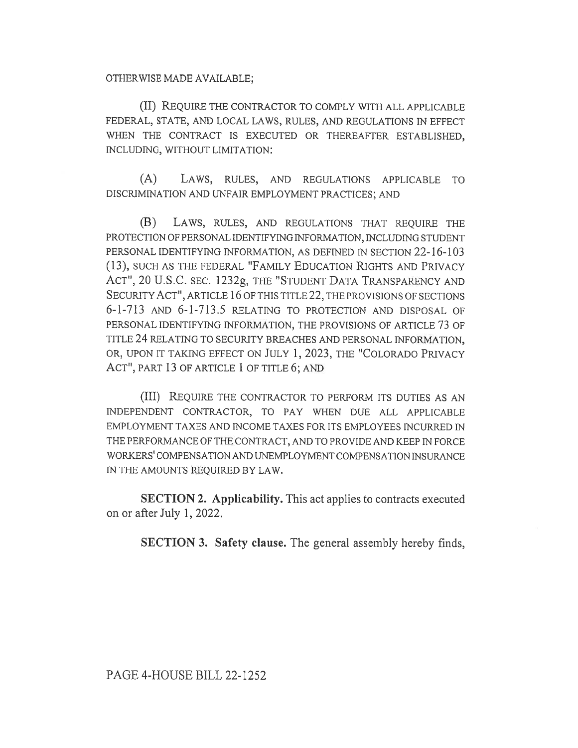OTHERWISE MADE AVAILABLE;

(II) REQUIRE THE CONTRACTOR TO COMPLY WITH ALL APPLICABLE FEDERAL, STATE, AND LOCAL LAWS, RULES, AND REGULATIONS IN EFFECT WHEN THE CONTRACT IS EXECUTED OR THEREAFTER ESTABLISHED, INCLUDING, WITHOUT LIMITATION:

(A) LAWS, RULES, AND REGULATIONS APPLICABLE TO DISCRIMINATION AND UNFAIR EMPLOYMENT PRACTICES; AND

(B) LAWS, RULES, AND REGULATIONS THAT REQUIRE THE PROTECTION OF PERSONAL IDENTIFYING INFORMATION, INCLUDING STUDENT PERSONAL IDENTIFYING INFORMATION, AS DEFINED IN SECTION 22-16-103 (13), SUCH AS THE FEDERAL "FAMILY EDUCATION RIGHTS AND PRIVACY ACT", 20 U.S.C. SEC. 1232g, THE "STUDENT DATA TRANSPARENCY AND SECURITY ACT", ARTICLE 16 OF THIS TITLE 22, THE PROVISIONS OF SECTIONS 6-1-713 AND 6-1-713.5 RELATING TO PROTECTION AND DISPOSAL OF PERSONAL IDENTIFYING INFORMATION, THE PROVISIONS OF ARTICLE 73 OF TITLE 24 RELATING TO SECURITY BREACHES AND PERSONAL INFORMATION, OR, UPON IT TAKING EFFECT ON JULY 1, 2023, THE "COLORADO PRIVACY ACT", PART 13 OF ARTICLE 1 OF TITLE 6; AND

(III) REQUIRE THE CONTRACTOR TO PERFORM ITS DUTIES AS AN INDEPENDENT CONTRACTOR, TO PAY WHEN DUE ALL APPLICABLE EMPLOYMENT TAXES AND INCOME TAXES FOR ITS EMPLOYEES INCURRED IN THE PERFORMANCE OF THE CONTRACT, AND TO PROVIDE AND KEEP IN FORCE WORKERS' COMPENSATION AND UNEMPLOYMENT COMPENSATION INSURANCE IN THE AMOUNTS REQUIRED BY LAW.

**SECTION 2. Applicability.** This act applies to contracts executed on or after July 1, 2022.

**SECTION 3. Safety clause.** The general assembly hereby finds,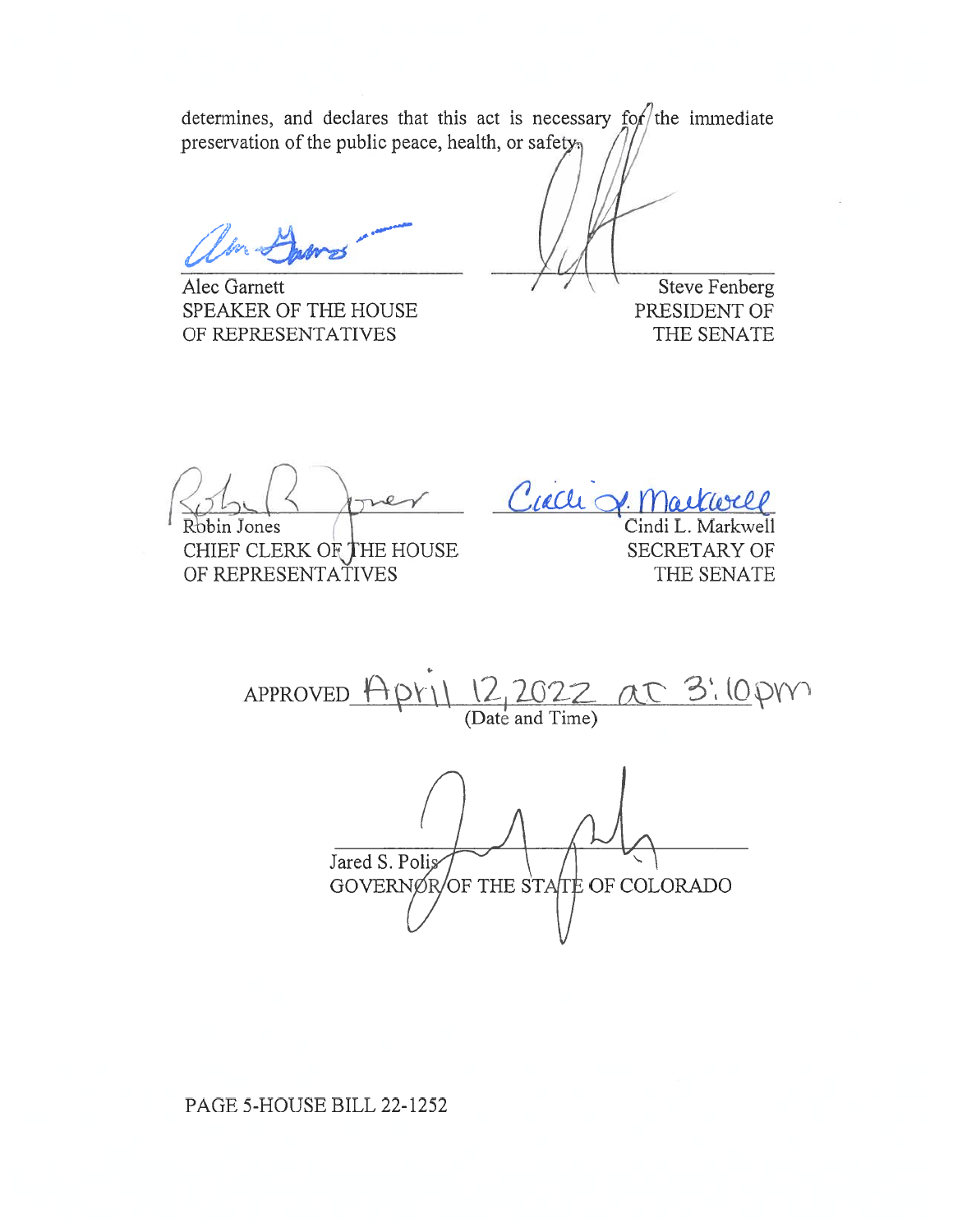determines, and declares that this act is necessary for the immediate preservation of the public peace, health, or safety.

Alec Garnett
SPEAKER OF THE HOUSE
OF REPRESENTATIVES

Steve Fenberg
PRESIDENT OF
THE SENATE

Robin Jones
CHIEF CLERK OF THE HOUSE
OF REPRESENTATIVES

Cindi L. Markwell
SECRETARY OF
THE SENATE

APPROVED April 12, 2022 at 3:10pm
(Date and Time)

Jared S. Polis
GOVERNOR OF THE STATE OF COLORADO

PAGE 5-HOUSE BILL 22-1252